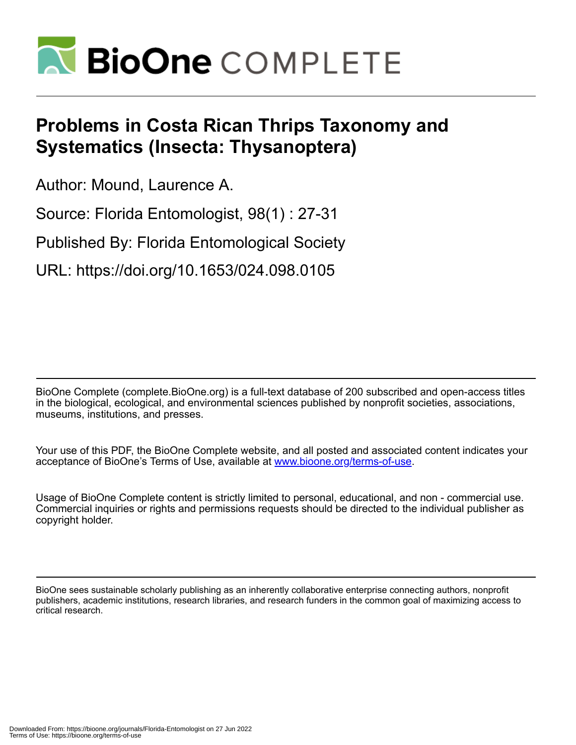# Problems in Costa Rican Thrips Taxonomy and Systematics (Insecta: Thysanoptera)

Author: Mound, Laurence A.

Source: Florida Entomologist, 98(1) : 27-31

Published By: Florida Entomological Society

URL: https://doi.org/10.1653/024.098.0105

BioOne Complete (complete.BioOne.org) is a full-text database of 200 subscribed and open-access titles in the biological, ecological, and environmental sciences published by nonprofit societies, associations, museums, institutions, and presses.

Your use of this PDF, the BioOne Complete website, and all posted and associated content indicates your acceptance of BioOne's Terms of Use, available at www.bioone.org/terms-of-use.

Usage of BioOne Complete content is strictly limited to personal, educational, and non - commercial use. Commercial inquiries or rights and permissions requests should be directed to the individual publisher as copyright holder.

BioOne sees sustainable scholarly publishing as an inherently collaborative enterprise connecting authors, nonprofit publishers, academic institutions, research libraries, and research funders in the common goal of maximizing access to critical research.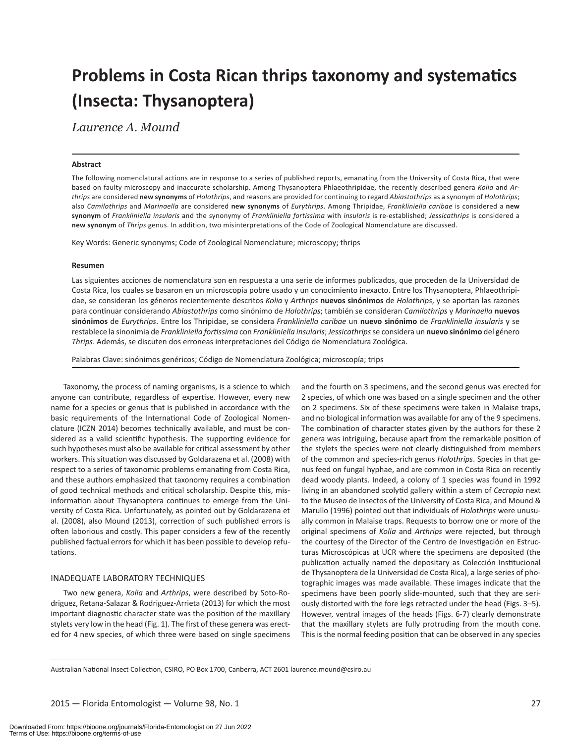# Problems in Costa Rican thrips taxonomy and systematics (Insecta: Thysanoptera)

*Laurence A. Mound*

#### Abstract

The following nomenclatural actions are in response to a series of published reports, emanating from the University of Costa Rica, that were based on faulty microscopy and inaccurate scholarship. Among Thysanoptera Phlaeothripidae, the recently described genera *Kolia* and *Arthrips* are considered **new synonyms** of *Holothrips*, and reasons are provided for continuing to regard *Abiastothrips* as a synonym of *Holothrips*; also *Camilothrips* and *Marinaella* are considered **new synonyms** of *Eurythrips*. Among Thripidae, *Frankliniella caribae* is considered a **new synonym** of *Frankliniella insularis* and the synonymy of *Frankliniella fortissima* with *insularis* is re-established; *Jessicathrips* is considered a **new synonym** of *Thrips* genus. In addition, two misinterpretations of the Code of Zoological Nomenclature are discussed.

Key Words: Generic synonyms; Code of Zoological Nomenclature; microscopy; thrips

#### Resumen

Las siguientes acciones de nomenclatura son en respuesta a una serie de informes publicados, que proceden de la Universidad de Costa Rica, los cuales se basaron en un microscopía pobre usado y un conocimiento inexacto. Entre los Thysanoptera, Phlaeothripidae, se consideran los géneros recientemente descritos *Kolia* y *Arthrips* **nuevos sinónimos** de *Holothrips*, y se aportan las razones para continuar considerando *Abiastothrips* como sinónimo de *Holothrips*; también se consideran *Camilothrips* y *Marinaella* **nuevos sinónimos** de *Eurythrips*. Entre los Thripidae, se considera *Frankliniella caribae* un **nuevo sinónimo** de *Frankliniella insularis* y se restablece la sinonimia de *Frankliniella fortissima* con *Frankliniella insularis*; *Jessicathrips* se considera un **nuevo sinónimo** del género *Thrips*. Además, se discuten dos erroneas interpretaciones del Código de Nomenclatura Zoológica.

Palabras Clave: sinónimos genéricos; Código de Nomenclatura Zoológica; microscopía; trips

---

Taxonomy, the process of naming organisms, is a science to which anyone can contribute, regardless of expertise. However, every new name for a species or genus that is published in accordance with the basic requirements of the International Code of Zoological Nomenclature (ICZN 2014) becomes technically available, and must be considered as a valid scientific hypothesis. The supporting evidence for such hypotheses must also be available for critical assessment by other workers. This situation was discussed by Goldarazena et al. (2008) with respect to a series of taxonomic problems emanating from Costa Rica, and these authors emphasized that taxonomy requires a combination of good technical methods and critical scholarship. Despite this, misinformation about Thysanoptera continues to emerge from the University of Costa Rica. Unfortunately, as pointed out by Goldarazena et al. (2008), also Mound (2013), correction of such published errors is often laborious and costly. This paper considers a few of the recently published factual errors for which it has been possible to develop refutations.

## INADEQUATE LABORATORY TECHNIQUES

Two new genera, *Kolia* and *Arthrips*, were described by Soto-Rodriguez, Retana-Salazar & Rodriguez-Arrieta (2013) for which the most important diagnostic character state was the position of the maxillary stylets very low in the head (Fig. 1). The first of these genera was erected for 4 new species, of which three were based on single specimens and the fourth on 3 specimens, and the second genus was erected for 2 species, of which one was based on a single specimen and the other on 2 specimens. Six of these specimens were taken in Malaise traps, and no biological information was available for any of the 9 specimens. The combination of character states given by the authors for these 2 genera was intriguing, because apart from the remarkable position of the stylets the species were not clearly distinguished from members of the common and species-rich genus *Holothrips*. Species in that genus feed on fungal hyphae, and are common in Costa Rica on recently dead woody plants. Indeed, a colony of 1 species was found in 1992 living in an abandoned scolytid gallery within a stem of *Cecropia* next to the Museo de Insectos of the University of Costa Rica, and Mound & Marullo (1996) pointed out that individuals of *Holothrips* were unusually common in Malaise traps. Requests to borrow one or more of the original specimens of *Kolia* and *Arthrips* were rejected, but through the courtesy of the Director of the Centro de Investigación en Estructuras Microscópicas at UCR where the specimens are deposited (the publication actually named the depositary as Colección Institucional de Thysanoptera de la Universidad de Costa Rica), a large series of photographic images was made available. These images indicate that the specimens have been poorly slide-mounted, such that they are seriously distorted with the fore legs retracted under the head (Figs. 3–5). However, ventral images of the heads (Figs. 6-7) clearly demonstrate that the maxillary stylets are fully protruding from the mouth cone. This is the normal feeding position that can be observed in any species

---

Australian National Insect Collection, CSIRO, PO Box 1700, Canberra, ACT 2601 laurence.mound@csiro.au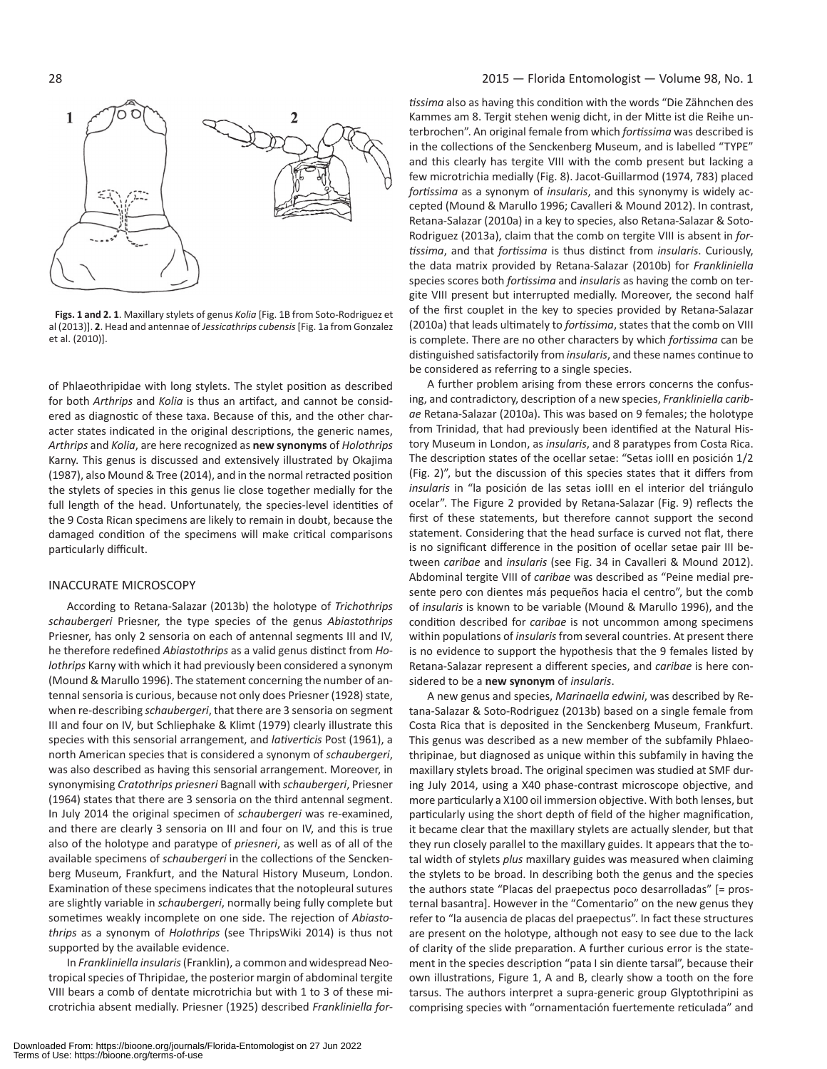**Figs. 1 and 2. 1**. Maxillary stylets of genus *Kolia* [Fig. 1B from Soto-Rodriguez et al (2013)]. **2**. Head and antennae of *Jessicathrips cubensis* [Fig. 1a from Gonzalez et al. (2010)].

of Phlaeothripidae with long stylets. The stylet position as described for both *Arthrips* and *Kolia* is thus an artifact, and cannot be considered as diagnostic of these taxa. Because of this, and the other character states indicated in the original descriptions, the generic names, *Arthrips* and *Kolia*, are here recognized as **new synonyms** of *Holothrips* Karny. This genus is discussed and extensively illustrated by Okajima (1987), also Mound & Tree (2014), and in the normal retracted position the stylets of species in this genus lie close together medially for the full length of the head. Unfortunately, the species-level identities of the 9 Costa Rican specimens are likely to remain in doubt, because the damaged condition of the specimens will make critical comparisons particularly difficult.

## INACCURATE MICROSCOPY

According to Retana-Salazar (2013b) the holotype of *Trichothrips schaubergeri* Priesner, the type species of the genus *Abiastothrips* Priesner, has only 2 sensoria on each of antennal segments III and IV, he therefore redefined *Abiastothrips* as a valid genus distinct from *Holothrips* Karny with which it had previously been considered a synonym (Mound & Marullo 1996). The statement concerning the number of antennal sensoria is curious, because not only does Priesner (1928) state, when re-describing *schaubergeri*, that there are 3 sensoria on segment III and four on IV, but Schliephake & Klimt (1979) clearly illustrate this species with this sensorial arrangement, and *lativerticis* Post (1961), a north American species that is considered a synonym of *schaubergeri*, was also described as having this sensorial arrangement. Moreover, in synonymising *Cratothrips priesneri* Bagnall with *schaubergeri*, Priesner (1964) states that there are 3 sensoria on the third antennal segment. In July 2014 the original specimen of *schaubergeri* was re-examined, and there are clearly 3 sensoria on III and four on IV, and this is true also of the holotype and paratype of *priesneri*, as well as of all of the available specimens of *schaubergeri* in the collections of the Senckenberg Museum, Frankfurt, and the Natural History Museum, London. Examination of these specimens indicates that the notopleural sutures are slightly variable in *schaubergeri*, normally being fully complete but sometimes weakly incomplete on one side. The rejection of *Abiastothrips* as a synonym of *Holothrips* (see ThripsWiki 2014) is thus not supported by the available evidence.

In *Frankliniella insularis* (Franklin), a common and widespread Neotropical species of Thripidae, the posterior margin of abdominal tergite VIII bears a comb of dentate microtrichia but with 1 to 3 of these microtrichia absent medially. Priesner (1925) described *Frankliniella fortissima* also as having this condition with the words "Die Zähnchen des Kammes am 8. Tergit stehen wenig dicht, in der Mitte ist die Reihe unterbrochen". An original female from which *fortissima* was described is in the collections of the Senckenberg Museum, and is labelled "TYPE" and this clearly has tergite VIII with the comb present but lacking a few microtrichia medially (Fig. 8). Jacot-Guillarmod (1974, 783) placed *fortissima* as a synonym of *insularis*, and this synonymy is widely accepted (Mound & Marullo 1996; Cavalleri & Mound 2012). In contrast, Retana-Salazar (2010a) in a key to species, also Retana-Salazar & Soto-Rodriguez (2013a), claim that the comb on tergite VIII is absent in *fortissima*, and that *fortissima* is thus distinct from *insularis*. Curiously, the data matrix provided by Retana-Salazar (2010b) for *Frankliniella* species scores both *fortissima* and *insularis* as having the comb on tergite VIII present but interrupted medially. Moreover, the second half of the first couplet in the key to species provided by Retana-Salazar (2010a) that leads ultimately to *fortissima*, states that the comb on VIII is complete. There are no other characters by which *fortissima* can be distinguished satisfactorily from *insularis*, and these names continue to be considered as referring to a single species.

A further problem arising from these errors concerns the confusing, and contradictory, description of a new species, *Frankliniella caribae* Retana-Salazar (2010a). This was based on 9 females; the holotype from Trinidad, that had previously been identified at the Natural History Museum in London, as *insularis*, and 8 paratypes from Costa Rica. The description states of the ocellar setae: "Setas ioIII en posición 1/2 (Fig. 2)", but the discussion of this species states that it differs from *insularis* in "la posición de las setas ioIII en el interior del triángulo ocelar". The Figure 2 provided by Retana-Salazar (Fig. 9) reflects the first of these statements, but therefore cannot support the second statement. Considering that the head surface is curved not flat, there is no significant difference in the position of ocellar setae pair III between *caribae* and *insularis* (see Fig. 34 in Cavalleri & Mound 2012). Abdominal tergite VIII of *caribae* was described as "Peine medial presente pero con dientes más pequeños hacia el centro", but the comb of *insularis* is known to be variable (Mound & Marullo 1996), and the condition described for *caribae* is not uncommon among specimens within populations of *insularis* from several countries. At present there is no evidence to support the hypothesis that the 9 females listed by Retana-Salazar represent a different species, and *caribae* is here considered to be a **new synonym** of *insularis*.

A new genus and species, *Marinaella edwini*, was described by Retana-Salazar & Soto-Rodriguez (2013b) based on a single female from Costa Rica that is deposited in the Senckenberg Museum, Frankfurt. This genus was described as a new member of the subfamily Phlaeothripinae, but diagnosed as unique within this subfamily in having the maxillary stylets broad. The original specimen was studied at SMF during July 2014, using a X40 phase-contrast microscope objective, and more particularly a X100 oil immersion objective. With both lenses, but particularly using the short depth of field of the higher magnification, it became clear that the maxillary stylets are actually slender, but that they run closely parallel to the maxillary guides. It appears that the total width of stylets *plus* maxillary guides was measured when claiming the stylets to be broad. In describing both the genus and the species the authors state "Placas del praepectus poco desarrolladas" [= prosternal basantra]. However in the "Comentario" on the new genus they refer to "la ausencia de placas del praepectus". In fact these structures are present on the holotype, although not easy to see due to the lack of clarity of the slide preparation. A further curious error is the statement in the species description "pata I sin diente tarsal", because their own illustrations, Figure 1, A and B, clearly show a tooth on the fore tarsus. The authors interpret a supra-generic group Glyptothripini as comprising species with "ornamentación fuertemente reticulada" and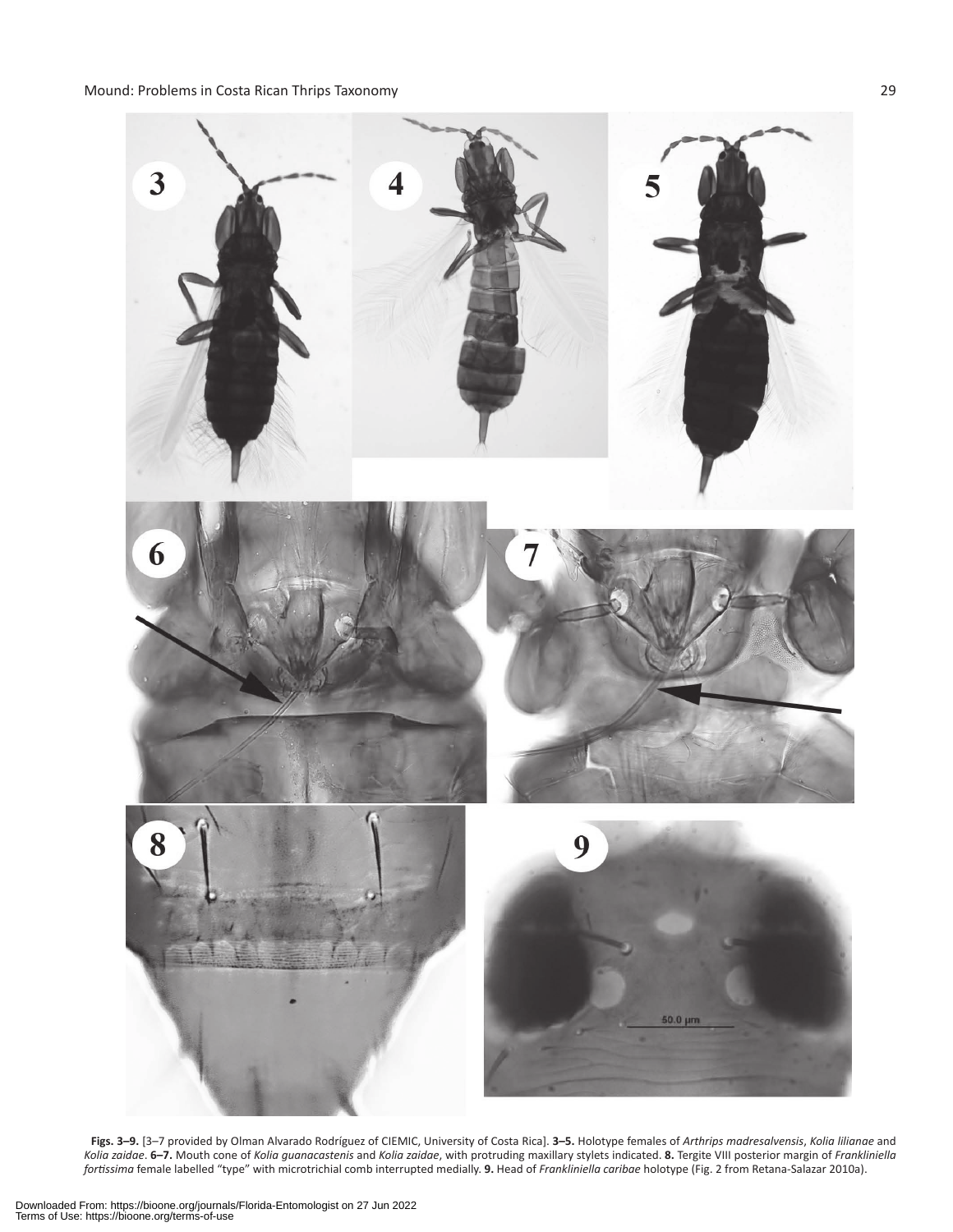**Figs. 3–9.** [3–7 provided by Olman Alvarado Rodríguez of CIEMIC, University of Costa Rica]. **3–5.** Holotype females of *Arthrips madresalvensis*, *Kolia lilianae* and *Kolia zaidae*. **6–7.** Mouth cone of *Kolia guanacastenis* and *Kolia zaidae*, with protruding maxillary stylets indicated. **8.** Tergite VIII posterior margin of *Frankliniella fortissima* female labelled "type" with microtrichial comb interrupted medially. **9.** Head of *Frankliniella caribae* holotype (Fig. 2 from Retana-Salazar 2010a).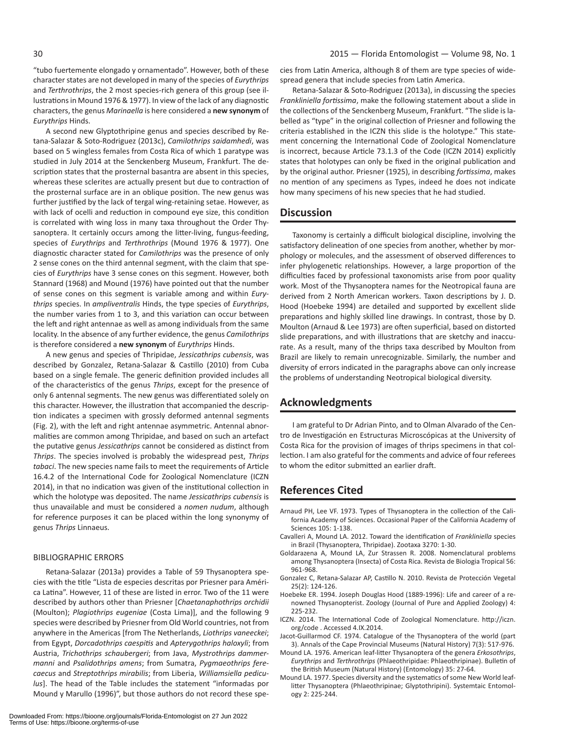"tubo fuertemente elongado y ornamentado". However, both of these character states are not developed in many of the species of *Eurythrips* and *Terthrothrips*, the 2 most species-rich genera of this group (see illustrations in Mound 1976 & 1977). In view of the lack of any diagnostic characters, the genus *Marinaella* is here considered a **new synonym** of *Eurythrips* Hinds.

A second new Glyptothripine genus and species described by Retana-Salazar & Soto-Rodriguez (2013c), *Camilothrips saidamhedi*, was based on 5 wingless females from Costa Rica of which 1 paratype was studied in July 2014 at the Senckenberg Museum, Frankfurt. The description states that the prosternal basantra are absent in this species, whereas these sclerites are actually present but due to contraction of the prosternal surface are in an oblique position. The new genus was further justified by the lack of tergal wing-retaining setae. However, as with lack of ocelli and reduction in compound eye size, this condition is correlated with wing loss in many taxa throughout the Order Thysanoptera. It certainly occurs among the litter-living, fungus-feeding, species of *Eurythrips* and *Terthrothrips* (Mound 1976 & 1977). One diagnostic character stated for *Camilothrips* was the presence of only 2 sense cones on the third antennal segment, with the claim that species of *Eurythrips* have 3 sense cones on this segment. However, both Stannard (1968) and Mound (1976) have pointed out that the number of sense cones on this segment is variable among and within *Eurythrips* species. In *ampliventralis* Hinds, the type species of *Eurythrips*, the number varies from 1 to 3, and this variation can occur between the left and right antennae as well as among individuals from the same locality. In the absence of any further evidence, the genus *Camilothrips* is therefore considered a **new synonym** of *Eurythrips* Hinds.

A new genus and species of Thripidae, *Jessicathrips cubensis*, was described by Gonzalez, Retana-Salazar & Castillo (2010) from Cuba based on a single female. The generic definition provided includes all of the characteristics of the genus *Thrips*, except for the presence of only 6 antennal segments. The new genus was differentiated solely on this character. However, the illustration that accompanied the description indicates a specimen with grossly deformed antennal segments (Fig. 2), with the left and right antennae asymmetric. Antennal abnormalities are common among Thripidae, and based on such an artefact the putative genus *Jessicathrips* cannot be considered as distinct from *Thrips*. The species involved is probably the widespread pest, *Thrips tabaci*. The new species name fails to meet the requirements of Article 16.4.2 of the International Code for Zoological Nomenclature (ICZN 2014), in that no indication was given of the institutional collection in which the holotype was deposited. The name *Jessicathrips cubensis* is thus unavailable and must be considered a *nomen nudum*, although for reference purposes it can be placed within the long synonymy of genus *Thrips* Linnaeus.

### BIBLIOGRAPHIC ERRORS

Retana-Salazar (2013a) provides a Table of 59 Thysanoptera species with the title "Lista de especies descritas por Priesner para América Latina". However, 11 of these are listed in error. Two of the 11 were described by authors other than Priesner [*Chaetanaphothrips orchidii* (Moulton); *Plagiothrips eugeniae* (Costa Lima)], and the following 9 species were described by Priesner from Old World countries, not from anywhere in the Americas [from The Netherlands, *Liothrips vaneeckei*; from Egypt, *Dorcadothrips caespitis* and *Apterygothrips haloxyli*; from Austria, *Trichothrips schaubergeri*; from Java, *Mystrothrips dammermanni* and *Psalidothrips amens*; from Sumatra, *Pygmaeothrips fereceacus* and *Streptothrips mirabilis*; from Liberia, *Williamsiella pediculus*]. The head of the Table includes the statement "informadas por Mound y Marullo (1996)", but those authors do not record these species from Latin America, although 8 of them are type species of widespread genera that include species from Latin America.

Retana-Salazar & Soto-Rodriguez (2013a), in discussing the species *Frankliniella fortissima*, make the following statement about a slide in the collections of the Senckenberg Museum, Frankfurt. "The slide is labelled as "type" in the original collection of Priesner and following the criteria established in the ICZN this slide is the holotype." This statement concerning the International Code of Zoological Nomenclature is incorrect, because Article 73.1.3 of the Code (ICZN 2014) explicitly states that holotypes can only be fixed in the original publication and by the original author. Priesner (1925), in describing *fortissima*, makes no mention of any specimens as Types, indeed he does not indicate how many specimens of his new species that he had studied.

## Discussion

Taxonomy is certainly a difficult biological discipline, involving the satisfactory delineation of one species from another, whether by morphology or molecules, and the assessment of observed differences to infer phylogenetic relationships. However, a large proportion of the difficulties faced by professional taxonomists arise from poor quality work. Most of the Thysanoptera names for the Neotropical fauna are derived from 2 North American workers. Taxon descriptions by J. D. Hood (Hoebeke 1994) are detailed and supported by excellent slide preparations and highly skilled line drawings. In contrast, those by D. Moulton (Arnaud & Lee 1973) are often superficial, based on distorted slide preparations, and with illustrations that are sketchy and inaccurate. As a result, many of the thrips taxa described by Moulton from Brazil are likely to remain unrecognizable. Similarly, the number and diversity of errors indicated in the paragraphs above can only increase the problems of understanding Neotropical biological diversity.

## Acknowledgments

I am grateful to Dr Adrian Pinto, and to Olman Alvarado of the Centro de Investigación en Estructuras Microscópicas at the University of Costa Rica for the provision of images of thrips specimens in that collection. I am also grateful for the comments and advice of four referees to whom the editor submitted an earlier draft.

## References Cited

Arnaud PH, Lee VF. 1973. Types of Thysanoptera in the collection of the California Academy of Sciences. Occasional Paper of the California Academy of Sciences 105: 1-138.

Cavalleri A, Mound LA. 2012. Toward the identification of *Frankliniella* species in Brazil (Thysanoptera, Thripidae). Zootaxa 3270: 1-30.

Goldarazena A, Mound LA, Zur Strassen R. 2008. Nomenclatural problems among Thysanoptera (Insecta) of Costa Rica. Revista de Biologia Tropical 56: 961-968.

Gonzalez C, Retana-Salazar AP, Castillo N. 2010. Revista de Protección Vegetal 25(2): 124-126.

Hoebeke ER. 1994. Joseph Douglas Hood (1889-1996): Life and career of a renowned Thysanopterist. Zoology (Journal of Pure and Applied Zoology) 4: 225-232.

ICZN. 2014. The International Code of Zoological Nomenclature. http://iczn.org/code . Accessed 4.IX.2014.

Jacot-Guillarmod CF. 1974. Catalogue of the Thysanoptera of the world (part 3). Annals of the Cape Provincial Museums (Natural History) 7(3): 517-976.

Mound LA. 1976. American leaf-litter Thysanoptera of the genera *Erkosothrips*, *Eurythrips* and *Terthrothrips* (Phlaeothripidae: Phlaeothripinae). Bulletin of the British Museum (Natural History) (Entomology) 35: 27-64.

Mound LA. 1977. Species diversity and the systematics of some New World leaf-litter Thysanoptera (Phlaeothripinae; Glyptothripini). Systemtaic Entomology 2: 225-244.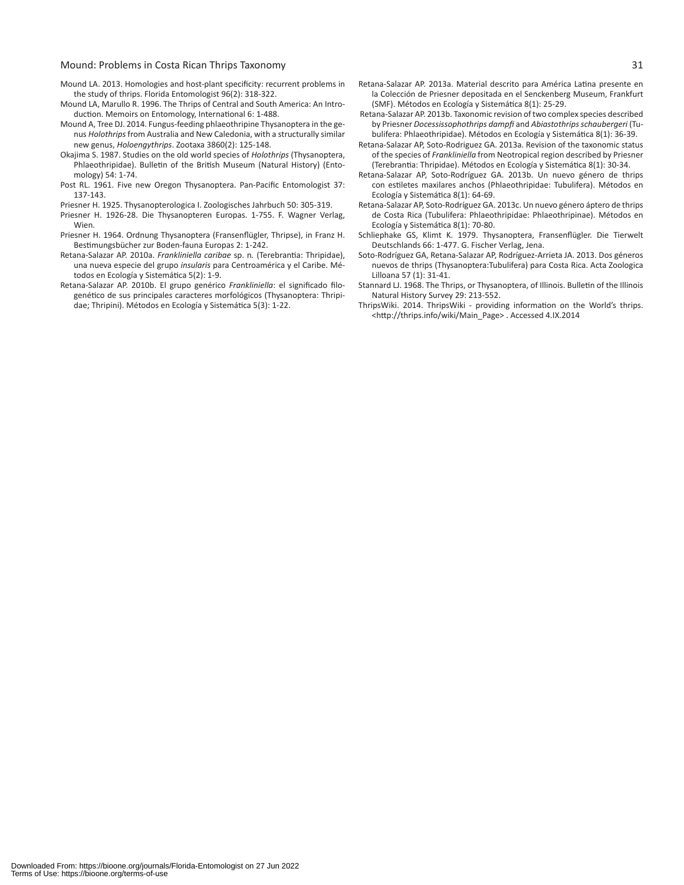Mound LA. 2013. Homologies and host-plant specificity: recurrent problems in the study of thrips. Florida Entomologist 96(2): 318-322.

Mound LA, Marullo R. 1996. The Thrips of Central and South America: An Introduction. Memoirs on Entomology, International 6: 1-488.

Mound A, Tree DJ. 2014. Fungus-feeding phlaeothripine Thysanoptera in the genus *Holothrips* from Australia and New Caledonia, with a structurally similar new genus, *Holoengythrips*. Zootaxa 3860(2): 125-148.

Okajima S. 1987. Studies on the old world species of *Holothrips* (Thysanoptera, Phlaeothripidae). Bulletin of the British Museum (Natural History) (Entomology) 54: 1-74.

Post RL. 1961. Five new Oregon Thysanoptera. Pan-Pacific Entomologist 37: 137-143.

Priesner H. 1925. Thysanopterologica I. Zoologisches Jahrbuch 50: 305-319.

Priesner H. 1926-28. Die Thysanopteren Europas. 1-755. F. Wagner Verlag, Wien.

Priesner H. 1964. Ordnung Thysanoptera (Fransenflügler, Thripse), in Franz H. Bestimungsbücher zur Boden-fauna Europas 2: 1-242.

Retana-Salazar AP. 2010a. *Frankliniella caribae* sp. n. (Terebrantia: Thripidae), una nueva especie del grupo *insularis* para Centroamérica y el Caribe. Métodos en Ecología y Sistemática 5(2): 1-9.

Retana-Salazar AP. 2010b. El grupo genérico *Frankliniella*: el significado filogenético de sus principales caracteres morfológicos (Thysanoptera: Thripidae; Thripini). Métodos en Ecología y Sistemática 5(3): 1-22.

Retana-Salazar AP. 2013a. Material descrito para América Latina presente en la Colección de Priesner depositada en el Senckenberg Museum, Frankfurt (SMF). Métodos en Ecología y Sistemática 8(1): 25-29.

Retana-Salazar AP. 2013b. Taxonomic revision of two complex species described by Priesner *Docessissophothrips dampfi* and *Abiastothrips schaubergeri* (Tubulifera: Phlaeothripidae). Métodos en Ecología y Sistemática 8(1): 36-39.

Retana-Salazar AP, Soto-Rodriguez GA. 2013a. Revision of the taxonomic status of the species of *Frankliniella* from Neotropical region described by Priesner (Terebrantia: Thripidae). Métodos en Ecología y Sistemática 8(1): 30-34.

Retana-Salazar AP, Soto-Rodríguez GA. 2013b. Un nuevo género de thrips con estiletes maxilares anchos (Phlaeothripidae: Tubulifera). Métodos en Ecología y Sistemática 8(1): 64-69.

Retana-Salazar AP, Soto-Rodríguez GA. 2013c. Un nuevo género áptero de thrips de Costa Rica (Tubulifera: Phlaeothripidae: Phlaeothripinae). Métodos en Ecología y Sistemática 8(1): 70-80.

Schliephake GS, Klimt K. 1979. Thysanoptera, Fransenflügler. Die Tierwelt Deutschlands 66: 1-477. G. Fischer Verlag, Jena.

Soto-Rodríguez GA, Retana-Salazar AP, Rodríguez-Arrieta JA. 2013. Dos géneros nuevos de thrips (Thysanoptera:Tubulifera) para Costa Rica. Acta Zoologica Lilloana 57 (1): 31-41.

Stannard LJ. 1968. The Thrips, or Thysanoptera, of Illinois. Bulletin of the Illinois Natural History Survey 29: 213-552.

ThripsWiki. 2014. ThripsWiki - providing information on the World's thrips. <http://thrips.info/wiki/Main_Page> . Accessed 4.IX.2014